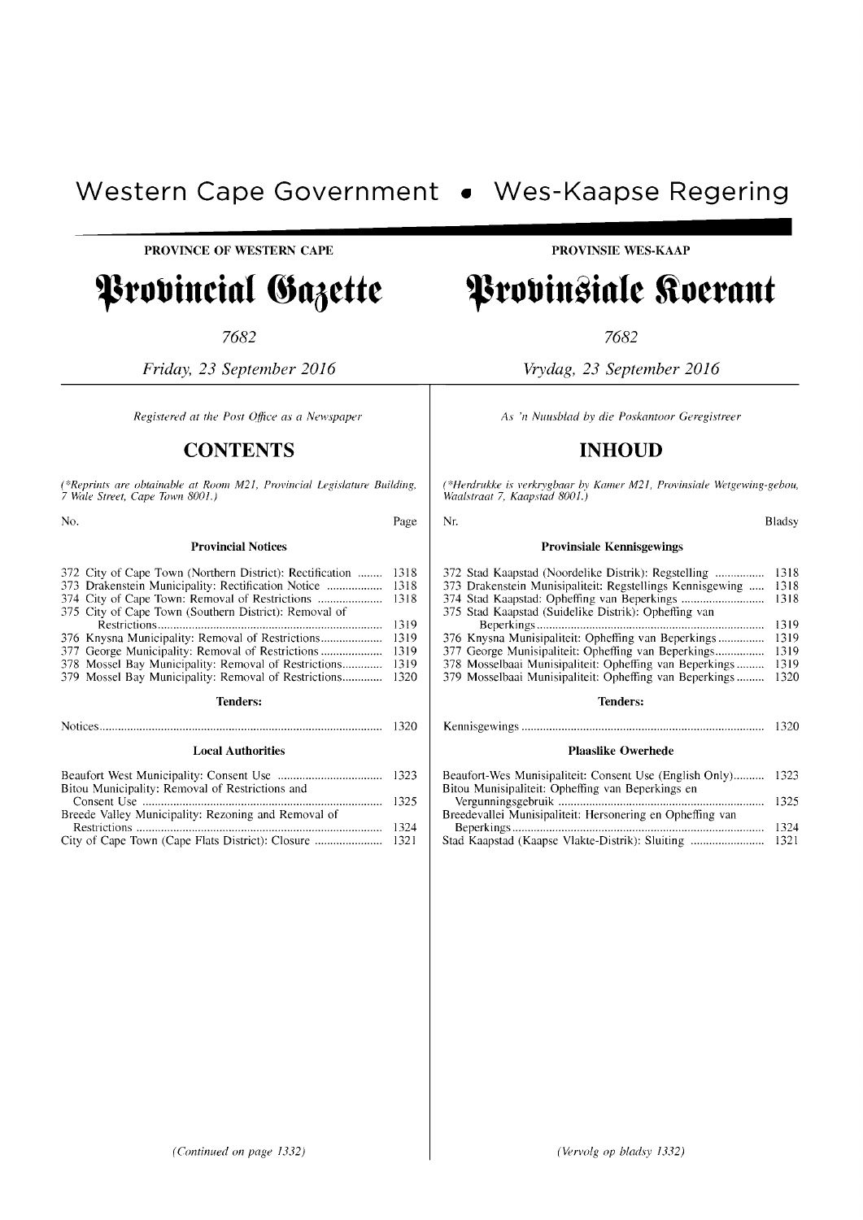# Western Cape Government • Wes-Kaapse Regering

**PROVINCE OF WESTERN CAPE**

# Provincial Gazette

*7682*

*Friday, 23 September 2016*

*Registered at the Post Office as a Newspaper*

## CONTENTS

*(\*Reprints are obtainable at Room M21, Provincial Legislature Building, 7 Wale Street, Cape Town 8001.)*

| No. | Page |
|---|---|
| **Provincial Notices** | |
| 372 City of Cape Town (Northern District): Rectification | 1318 |
| 373 Drakenstein Municipality: Rectification Notice | 1318 |
| 374 City of Cape Town: Removal of Restrictions | 1318 |
| 375 City of Cape Town (Southern District): Removal of Restrictions | 1319 |
| 376 Knysna Municipality: Removal of Restrictions | 1319 |
| 377 George Municipality: Removal of Restrictions | 1319 |
| 378 Mossel Bay Municipality: Removal of Restrictions | 1319 |
| 379 Mossel Bay Municipality: Removal of Restrictions | 1320 |
| **Tenders:** | |
| Notices | 1320 |
| **Local Authorities** | |
| Beaufort West Municipality: Consent Use | 1323 |
| Bitou Municipality: Removal of Restrictions and Consent Use | 1325 |
| Breede Valley Municipality: Rezoning and Removal of Restrictions | 1324 |
| City of Cape Town (Cape Flats District): Closure | 1321 |

*(Continued on page 1332)*

**PROVINSIE WES-KAAP**

# Provinsiale Koerant

*7682*

*Vrydag, 23 September 2016*

*As 'n Nuusblad by die Poskantoor Geregistreer*

## INHOUD

*(\*Herdrukke is verkrygbaar by Kamer M21, Provinsiale Wetgewing-gebou, Waalstraat 7, Kaapstad 8001.)*

| Nr. | Bladsy |
|---|---|
| **Provinsiale Kennisgewings** | |
| 372 Stad Kaapstad (Noordelike Distrik): Regstelling | 1318 |
| 373 Drakenstein Munisipaliteit: Regstellings Kennisgewing | 1318 |
| 374 Stad Kaapstad: Opheffing van Beperkings | 1318 |
| 375 Stad Kaapstad (Suidelike Distrik): Opheffing van Beperkings | 1319 |
| 376 Knysna Munisipaliteit: Opheffing van Beperkings | 1319 |
| 377 George Munisipaliteit: Opheffing van Beperkings | 1319 |
| 378 Mosselbaai Munisipaliteit: Opheffing van Beperkings | 1319 |
| 379 Mosselbaai Munisipaliteit: Opheffing van Beperkings | 1320 |
| **Tenders:** | |
| Kennisgewings | 1320 |
| **Plaaslike Owerhede** | |
| Beaufort-Wes Munisipaliteit: Consent Use (English Only) | 1323 |
| Bitou Munisipaliteit: Opheffing van Beperkings en Vergunningsgebruik | 1325 |
| Breedevallei Munisipaliteit: Hersonering en Opheffing van Beperkings | 1324 |
| Stad Kaapstad (Kaapse Vlakte-Distrik): Sluiting | 1321 |

*(Vervolg op bladsy 1332)*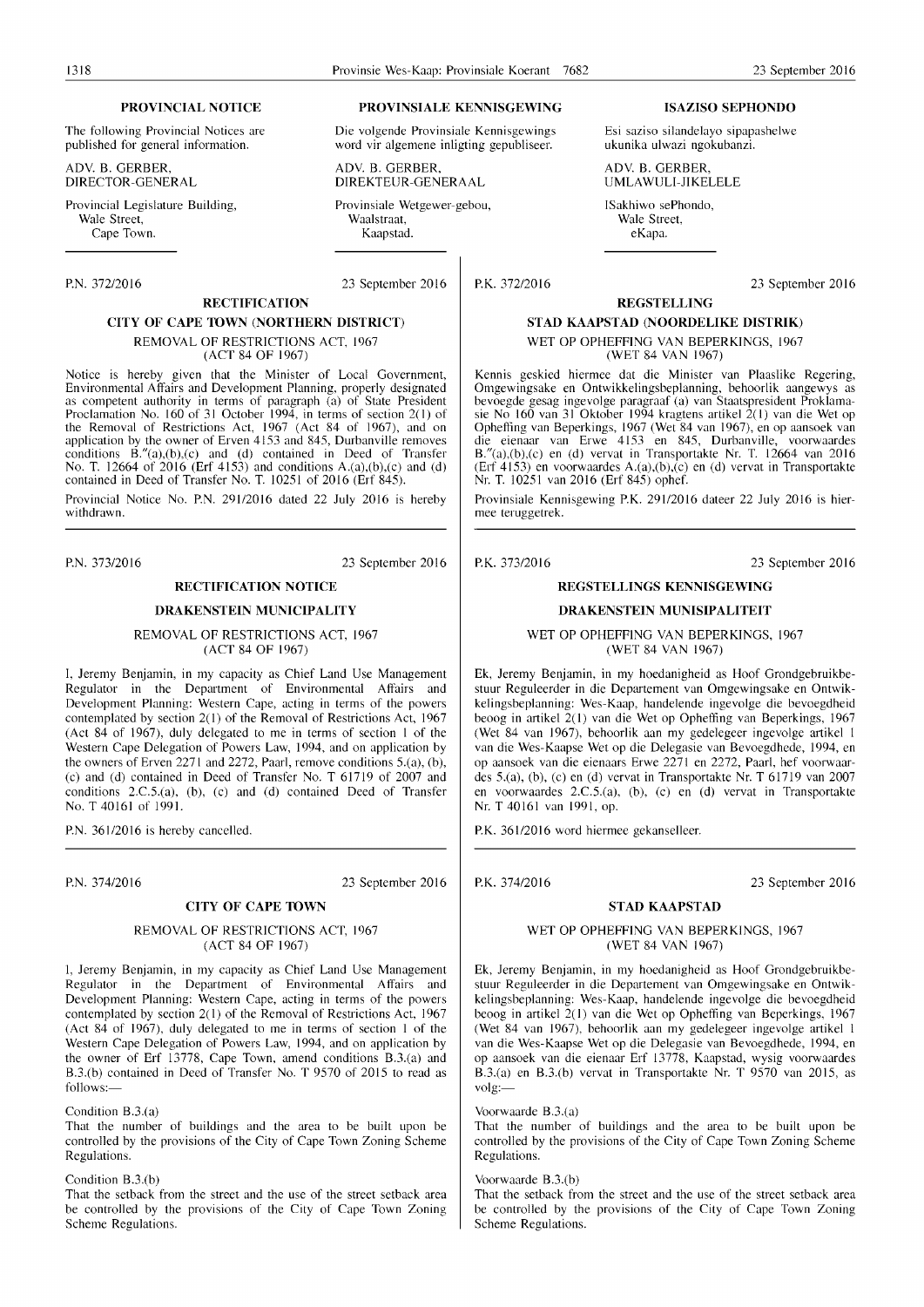## PROVINCIAL NOTICE

The following Provincial Notices are published for general information.

ADV. B. GERBER,
DIRECTOR-GENERAL

Provincial Legislature Building,
Wale Street,
Cape Town.

## PROVINSIALE KENNISGEWING

Die volgende Provinsiale Kennisgewings word vir algemene inligting gepubliseer.

ADV. B. GERBER,
DIREKTEUR-GENERAAL

Provinsiale Wetgewer-gebou,
Waalstraat,
Kaapstad.

## ISAZISO SEPHONDO

Esi saziso silandelayo sipapashelwe ukunika ulwazi ngokubanzi.

ADV. B. GERBER,
UMLAWULI-JIKELELE

ISakhiwo sePhondo,
Wale Street,
eKapa.

---

P.N. 372/2016 23 September 2016

### RECTIFICATION

### CITY OF CAPE TOWN (NORTHERN DISTRICT)

REMOVAL OF RESTRICTIONS ACT, 1967
(ACT 84 OF 1967)

Notice is hereby given that the Minister of Local Government, Environmental Affairs and Development Planning, properly designated as competent authority in terms of paragraph (a) of State President Proclamation No. 160 of 31 October 1994, in terms of section 2(1) of the Removal of Restrictions Act, 1967 (Act 84 of 1967), and on application by the owner of Erven 4153 and 845, Durbanville removes conditions B."(a),(b),(c) and (d) contained in Deed of Transfer No. T. 12664 of 2016 (Erf 4153) and conditions A.(a),(b),(c) and (d) contained in Deed of Transfer No. T. 10251 of 2016 (Erf 845).

Provincial Notice No. P.N. 291/2016 dated 22 July 2016 is hereby withdrawn.

P.K. 372/2016 23 September 2016

### REGSTELLING

### STAD KAAPSTAD (NOORDELIKE DISTRIK)

WET OP OPHEFFING VAN BEPERKINGS, 1967
(WET 84 VAN 1967)

Kennis geskied hiermee dat die Minister van Plaaslike Regering, Omgewingsake en Ontwikkelingsbeplanning, behoorlik aangewys as bevoegde gesag ingevolge paragraaf (a) van Staatspresident Proklamasie No 160 van 31 Oktober 1994 kragtens artikel 2(1) van die Wet op Opheffing van Beperkings, 1967 (Wet 84 van 1967), en op aansoek van die eienaar van Erwe 4153 en 845, Durbanville, voorwaardes B."(a),(b),(c) en (d) vervat in Transportakte Nr. T. 12664 van 2016 (Erf 4153) en voorwaardes A.(a),(b),(c) en (d) vervat in Transportakte Nr. T. 10251 van 2016 (Erf 845) ophef.

Provinsiale Kennisgewing P.K. 291/2016 dateer 22 July 2016 is hiermee teruggetrek.

---

P.N. 373/2016 23 September 2016

### RECTIFICATION NOTICE

### DRAKENSTEIN MUNICIPALITY

REMOVAL OF RESTRICTIONS ACT, 1967
(ACT 84 OF 1967)

I, Jeremy Benjamin, in my capacity as Chief Land Use Management Regulator in the Department of Environmental Affairs and Development Planning: Western Cape, acting in terms of the powers contemplated by section 2(1) of the Removal of Restrictions Act, 1967 (Act 84 of 1967), duly delegated to me in terms of section 1 of the Western Cape Delegation of Powers Law, 1994, and on application by the owners of Erven 2271 and 2272, Paarl, remove conditions 5.(a), (b), (c) and (d) contained in Deed of Transfer No. T 61719 of 2007 and conditions 2.C.5.(a), (b), (c) and (d) contained Deed of Transfer No. T 40161 of 1991.

P.N. 361/2016 is hereby cancelled.

P.K. 373/2016 23 September 2016

### REGSTELLINGS KENNISGEWING

### DRAKENSTEIN MUNISIPALITEIT

WET OP OPHEFFING VAN BEPERKINGS, 1967
(WET 84 VAN 1967)

Ek, Jeremy Benjamin, in my hoedanigheid as Hoof Grondgebruikbestuur Reguleerder in die Departement van Omgewingsake en Ontwikkelingsbeplanning: Wes-Kaap, handelende ingevolge die bevoegdheid beoog in artikel 2(1) van die Wet op Opheffing van Beperkings, 1967 (Wet 84 van 1967), behoorlik aan my gedelegeer ingevolge artikel 1 van die Wes-Kaapse Wet op die Delegasie van Bevoegdhede, 1994, en op aansoek van die eienaars Erwe 2271 en 2272, Paarl, hef voorwaardes 5.(a), (b), (c) en (d) vervat in Transportakte Nr. T 61719 van 2007 en voorwaardes 2.C.5.(a), (b), (c) en (d) vervat in Transportakte Nr. T 40161 van 1991, op.

P.K. 361/2016 word hiermee gekanselleer.

---

P.N. 374/2016 23 September 2016

### CITY OF CAPE TOWN

REMOVAL OF RESTRICTIONS ACT, 1967
(ACT 84 OF 1967)

I, Jeremy Benjamin, in my capacity as Chief Land Use Management Regulator in the Department of Environmental Affairs and Development Planning: Western Cape, acting in terms of the powers contemplated by section 2(1) of the Removal of Restrictions Act, 1967 (Act 84 of 1967), duly delegated to me in terms of section 1 of the Western Cape Delegation of Powers Law, 1994, and on application by the owner of Erf 13778, Cape Town, amend conditions B.3.(a) and B.3.(b) contained in Deed of Transfer No. T 9570 of 2015 to read as follows:—

Condition B.3.(a)
That the number of buildings and the area to be built upon be controlled by the provisions of the City of Cape Town Zoning Scheme Regulations.

Condition B.3.(b)
That the setback from the street and the use of the street setback area be controlled by the provisions of the City of Cape Town Zoning Scheme Regulations.

P.K. 374/2016 23 September 2016

### STAD KAAPSTAD

WET OP OPHEFFING VAN BEPERKINGS, 1967
(WET 84 VAN 1967)

Ek, Jeremy Benjamin, in my hoedanigheid as Hoof Grondgebruikbestuur Reguleerder in die Departement van Omgewingsake en Ontwikkelingsbeplanning: Wes-Kaap, handelende ingevolge die bevoegdheid beoog in artikel 2(1) van die Wet op Opheffing van Beperkings, 1967 (Wet 84 van 1967), behoorlik aan my gedelegeer ingevolge artikel 1 van die Wes-Kaapse Wet op die Delegasie van Bevoegdhede, 1994, en op aansoek van die eienaar Erf 13778, Kaapstad, wysig voorwaardes B.3.(a) en B.3.(b) vervat in Transportakte Nr. T 9570 van 2015, as volg:—

Voorwaarde B.3.(a)
That the number of buildings and the area to be built upon be controlled by the provisions of the City of Cape Town Zoning Scheme Regulations.

Voorwaarde B.3.(b)
That the setback from the street and the use of the street setback area be controlled by the provisions of the City of Cape Town Zoning Scheme Regulations.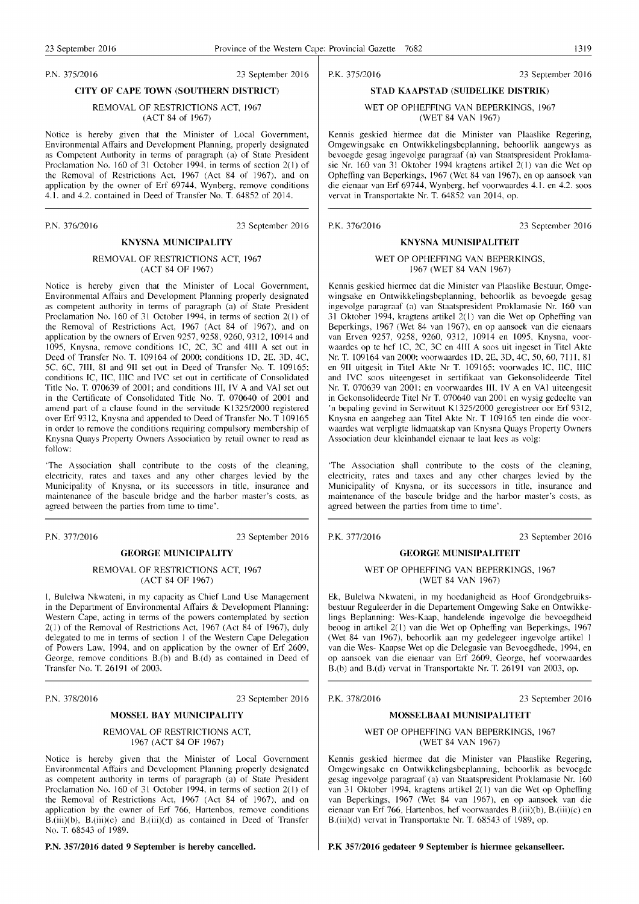P.N. 375/2016

23 September 2016

### CITY OF CAPE TOWN (SOUTHERN DISTRICT)

REMOVAL OF RESTRICTIONS ACT, 1967 (ACT 84 of 1967)

Notice is hereby given that the Minister of Local Government, Environmental Affairs and Development Planning, properly designated as Competent Authority in terms of paragraph (a) of State President Proclamation No. 160 of 31 October 1994, in terms of section 2(1) of the Removal of Restrictions Act, 1967 (Act 84 of 1967), and on application by the owner of Erf 69744, Wynberg, remove conditions 4.1. and 4.2. contained in Deed of Transfer No. T. 64852 of 2014.

---

P.N. 376/2016

23 September 2016

### KNYSNA MUNICIPALITY

REMOVAL OF RESTRICTIONS ACT, 1967 (ACT 84 OF 1967)

Notice is hereby given that the Minister of Local Government, Environmental Affairs and Development Planning properly designated as competent authority in terms of paragraph (a) of State President Proclamation No. 160 of 31 October 1994, in terms of section 2(1) of the Removal of Restrictions Act, 1967 (Act 84 of 1967), and on application by the owners of Erven 9257, 9258, 9260, 9312, 10914 and 1095, Knysna, remove conditions 1C, 2C, 3C and 4III A set out in Deed of Transfer No. T. 109164 of 2000; conditions 1D, 2E, 3D, 4C, 5C, 6C, 7III, 8I and 9II set out in Deed of Transfer No. T. 109165; conditions IC, IIC, IIIC and IVC set out in certificate of Consolidated Title No. T. 070639 of 2001; and conditions III, IV A and VAI set out in the Certificate of Consolidated Title No. T. 070640 of 2001 and amend part of a clause found in the servitude K1325/2000 registered over Erf 9312, Knysna and appended to Deed of Transfer No. T 109165 in order to remove the conditions requiring compulsory membership of Knysna Quays Property Owners Association by retail owner to read as follow:

'The Association shall contribute to the costs of the cleaning, electricity, rates and taxes and any other charges levied by the Municipality of Knysna, or its successors in title, insurance and maintenance of the bascule bridge and the harbor master's costs, as agreed between the parties from time to time'.

---

P.N. 377/2016

23 September 2016

### GEORGE MUNICIPALITY

REMOVAL OF RESTRICTIONS ACT, 1967 (ACT 84 OF 1967)

I, Bulelwa Nkwateni, in my capacity as Chief Land Use Management in the Department of Environmental Affairs & Development Planning: Western Cape, acting in terms of the powers contemplated by section 2(1) of the Removal of Restrictions Act, 1967 (Act 84 of 1967), duly delegated to me in terms of section 1 of the Western Cape Delegation of Powers Law, 1994, and on application by the owner of Erf 2609, George, remove conditions B.(b) and B.(d) as contained in Deed of Transfer No. T. 26191 of 2003.

---

P.N. 378/2016

23 September 2016

### MOSSEL BAY MUNICIPALITY

REMOVAL OF RESTRICTIONS ACT, 1967 (ACT 84 OF 1967)

Notice is hereby given that the Minister of Local Government Environmental Affairs and Development Planning properly designated as competent authority in terms of paragraph (a) of State President Proclamation No. 160 of 31 October 1994, in terms of section 2(1) of the Removal of Restrictions Act, 1967 (Act 84 of 1967), and on application by the owner of Erf 766, Hartenbos, remove conditions B.(iii)(b), B.(iii)(c) and B.(iii)(d) as contained in Deed of Transfer No. T. 68543 of 1989.

**P.N. 357/2016 dated 9 September is hereby cancelled.**

---

P.K. 375/2016

23 September 2016

### STAD KAAPSTAD (SUIDELIKE DISTRIK)

WET OP OPHEFFING VAN BEPERKINGS, 1967 (WET 84 VAN 1967)

Kennis geskied hiermee dat die Minister van Plaaslike Regering, Omgewingsake en Ontwikkelingsbeplanning, behoorlik aangewys as bevoegde gesag ingevolge paragraaf (a) van Staatspresident Proklamasie Nr. 160 van 31 Oktober 1994 kragtens artikel 2(1) van die Wet op Opheffing van Beperkings, 1967 (Wet 84 van 1967), en op aansoek van die eienaar van Erf 69744, Wynberg, hef voorwaardes 4.1. en 4.2. soos vervat in Transportakte Nr. T. 64852 van 2014, op.

---

P.K. 376/2016

23 September 2016

### KNYSNA MUNISIPALITEIT

WET OP OPHEFFING VAN BEPERKINGS, 1967 (WET 84 VAN 1967)

Kennis geskied hiermee dat die Minister van Plaaslike Bestuur, Omgewingsake en Ontwikkelingsbeplanning, behoorlik as bevoegde gesag ingevolge paragraaf (a) van Staatspresident Proklamasie Nr. 160 van 31 Oktober 1994, kragtens artikel 2(1) van die Wet op Opheffing van Beperkings, 1967 (Wet 84 van 1967), en op aansoek van die eienaars van Erven 9257, 9258, 9260, 9312, 10914 en 1095, Knysna, voorwaardes op te hef 1C, 2C, 3C en 4III A soos uit ingeset in Titel Akte Nr. T. 109164 van 2000; voorwaardes 1D, 2E, 3D, 4C, 5C, 6C, 7III, 8I en 9II uitgesit in Titel Akte Nr T. 109165; voorwades IC, IIC, IIIC and IVC soos uiteengeset in sertifikaat van Gekonsolideerde Titel Nr. T. 070639 van 2001; en voorwaardes III, IV A en VAI uiteengesit in Gekonsolideerde Titel Nr T. 070640 van 2001 en wysig gedeelte van 'n bepaling gevind in Serwituut K1325/2000 geregistreer oor Erf 9312, Knysna en aangeheg aan Titel Akte Nr. T 109165 ten einde die voorwaardes wat verpligte lidmaatskap van Knysna Quays Property Owners Association deur kleinhandel eienaar te laat lees as volg:

'The Association shall contribute to the costs of the cleaning, electricity, rates and taxes and any other charges levied by the Municipality of Knysna, or its successors in title, insurance and maintenance of the bascule bridge and the harbor master's costs, as agreed between the parties from time to time'.

---

P.K. 377/2016

23 September 2016

### GEORGE MUNISIPALITEIT

WET OP OPHEFFING VAN BEPERKINGS, 1967 (WET 84 VAN 1967)

Ek, Bulelwa Nkwateni, in my hoedanigheid as Hoof Grondgebruiksbestuur Reguleerder in die Departement Omgewing Sake en Ontwikkelings Beplanning: Wes-Kaap, handelende ingevolge die bevoegdheid beoog in artikel 2(1) van die Wet op Opheffing van Beperkings, 1967 (Wet 84 van 1967), behoorlik aan my gedelegeer ingevolge artikel 1 van die Wes- Kaapse Wet op die Delegasie van Bevoegdhede, 1994, en op aansoek van die eienaar van Erf 2609, George, hef voorwaardes B.(b) and B.(d) vervat in Transportakte Nr. T. 26191 van 2003, op.

---

P.K. 378/2016

23 September 2016

### MOSSELBAAI MUNISIPALITEIT

WET OP OPHEFFING VAN BEPERKINGS, 1967 (WET 84 VAN 1967)

Kennis geskied hiermee dat die Minister van Plaaslike Regering, Omgewingsake en Ontwikkelingsbeplanning, behoorlik as bevoegde gesag ingevolge paragraaf (a) van Staatspresident Proklamasie Nr. 160 van 31 Oktober 1994, kragtens artikel 2(1) van die Wet op Opheffing van Beperkings, 1967 (Wet 84 van 1967), en op aansoek van die eienaar van Erf 766, Hartenbos, hef voorwaardes B.(iii)(b), B.(iii)(c) en B.(iii)(d) vervat in Transportakte Nr. T. 68543 of 1989, op.

**P.K 357/2016 gedateer 9 September is hiermee gekanselleer.**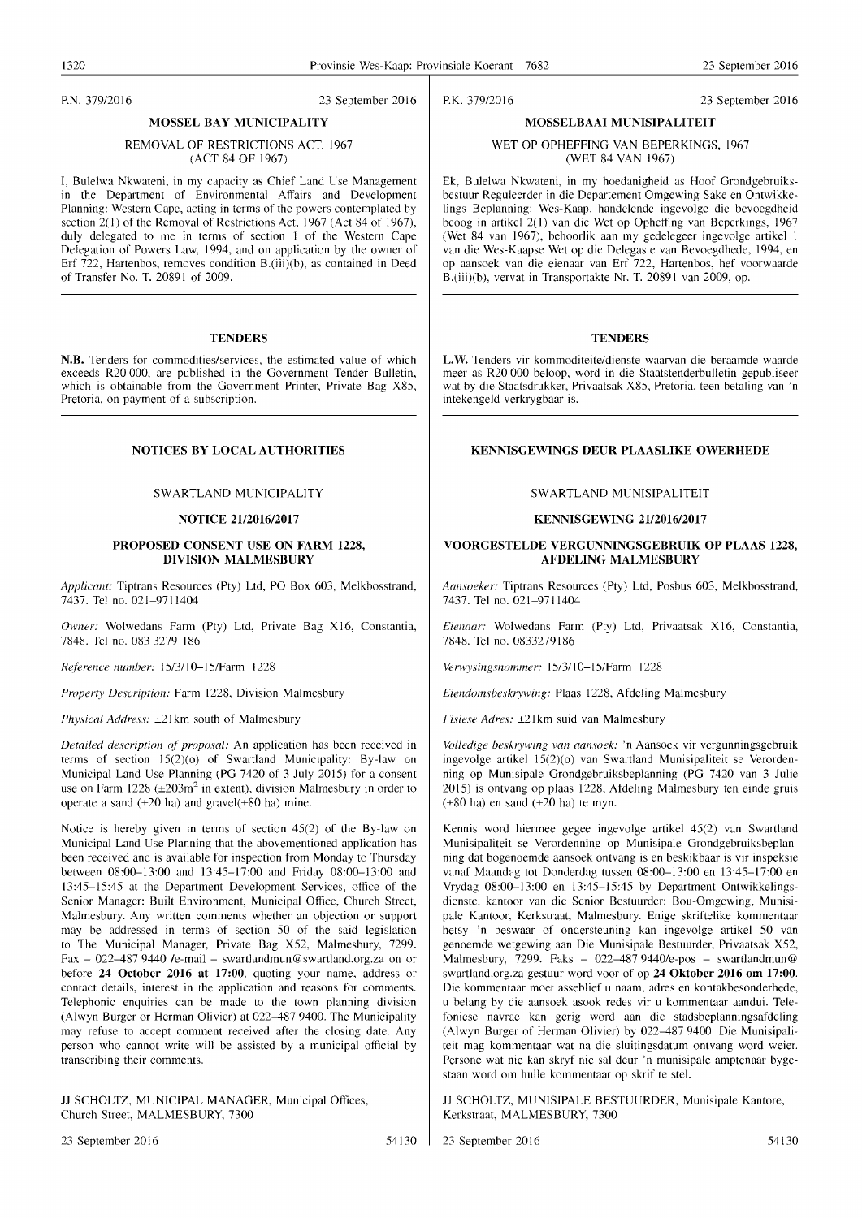P.N. 379/2016 23 September 2016

## MOSSEL BAY MUNICIPALITY

REMOVAL OF RESTRICTIONS ACT, 1967
(ACT 84 OF 1967)

I, Bulelwa Nkwateni, in my capacity as Chief Land Use Management in the Department of Environmental Affairs and Development Planning: Western Cape, acting in terms of the powers contemplated by section 2(1) of the Removal of Restrictions Act, 1967 (Act 84 of 1967), duly delegated to me in terms of section 1 of the Western Cape Delegation of Powers Law, 1994, and on application by the owner of Erf 722, Hartenbos, removes condition B.(iii)(b), as contained in Deed of Transfer No. T. 20891 of 2009.

---

P.K. 379/2016 23 September 2016

## MOSSELBAAI MUNISIPALITEIT

WET OP OPHEFFING VAN BEPERKINGS, 1967
(WET 84 VAN 1967)

Ek, Bulelwa Nkwateni, in my hoedanigheid as Hoof Grondgebruiksbestuur Reguleerder in die Departement Omgewing Sake en Ontwikkelings Beplanning: Wes-Kaap, handelende ingevolge die bevoegdheid beoog in artikel 2(1) van die Wet op Opheffing van Beperkings, 1967 (Wet 84 van 1967), behoorlik aan my gedelegeer ingevolge artikel 1 van die Wes-Kaapse Wet op die Delegasie van Bevoegdhede, 1994, en op aansoek van die eienaar van Erf 722, Hartenbos, hef voorwaarde B.(iii)(b), vervat in Transportakte Nr. T. 20891 van 2009, op.

---

## TENDERS

**N.B.** Tenders for commodities/services, the estimated value of which exceeds R20 000, are published in the Government Tender Bulletin, which is obtainable from the Government Printer, Private Bag X85, Pretoria, on payment of a subscription.

---

## TENDERS

**L.W.** Tenders vir kommoditeite/dienste waarvan die beraamde waarde meer as R20 000 beloop, word in die Staatstenderbulletin gepubliseer wat by die Staatsdrukker, Privaatsak X85, Pretoria, teen betaling van 'n intekengeld verkrygbaar is.

---

## NOTICES BY LOCAL AUTHORITIES

SWARTLAND MUNICIPALITY

**NOTICE 21/2016/2017**

**PROPOSED CONSENT USE ON FARM 1228, DIVISION MALMESBURY**

*Applicant:* Tiptrans Resources (Pty) Ltd, PO Box 603, Melkbosstrand, 7437. Tel no. 021–9711404

*Owner:* Wolwedans Farm (Pty) Ltd, Private Bag X16, Constantia, 7848. Tel no. 083 3279 186

*Reference number:* 15/3/10–15/Farm_1228

*Property Description:* Farm 1228, Division Malmesbury

*Physical Address:* ±21km south of Malmesbury

*Detailed description of proposal:* An application has been received in terms of section 15(2)(o) of Swartland Municipality: By-law on Municipal Land Use Planning (PG 7420 of 3 July 2015) for a consent use on Farm 1228 (±203m$^2$ in extent), division Malmesbury in order to operate a sand (±20 ha) and gravel(±80 ha) mine.

Notice is hereby given in terms of section 45(2) of the By-law on Municipal Land Use Planning that the abovementioned application has been received and is available for inspection from Monday to Thursday between 08:00–13:00 and 13:45–17:00 and Friday 08:00–13:00 and 13:45–15:45 at the Department Development Services, office of the Senior Manager: Built Environment, Municipal Office, Church Street, Malmesbury. Any written comments whether an objection or support may be addressed in terms of section 50 of the said legislation to The Municipal Manager, Private Bag X52, Malmesbury, 7299. Fax – 022–487 9440 /e-mail – swartlandmun@swartland.org.za on or before **24 October 2016 at 17:00**, quoting your name, address or contact details, interest in the application and reasons for comments. Telephonic enquiries can be made to the town planning division (Alwyn Burger or Herman Olivier) at 022–487 9400. The Municipality may refuse to accept comment received after the closing date. Any person who cannot write will be assisted by a municipal official by transcribing their comments.

JJ SCHOLTZ, MUNICIPAL MANAGER, Municipal Offices, Church Street, MALMESBURY, 7300

23 September 2016 54130

---

## KENNISGEWINGS DEUR PLAASLIKE OWERHEDE

SWARTLAND MUNISIPALITEIT

**KENNISGEWING 21/2016/2017**

**VOORGESTELDE VERGUNNINGSGEBRUIK OP PLAAS 1228, AFDELING MALMESBURY**

*Aansoeker:* Tiptrans Resources (Pty) Ltd, Posbus 603, Melkbosstrand, 7437. Tel no. 021–9711404

*Eienaar:* Wolwedans Farm (Pty) Ltd, Privaatsak X16, Constantia, 7848. Tel no. 0833279186

*Verwysingsnommer:* 15/3/10–15/Farm_1228

*Eiendomsbeskrywing:* Plaas 1228, Afdeling Malmesbury

*Fisiese Adres:* ±21km suid van Malmesbury

*Volledige beskrywing van aansoek:* 'n Aansoek vir vergunningsgebruik ingevolge artikel 15(2)(o) van Swartland Munisipaliteit se Verordenning op Munisipale Grondgebruiksbeplanning (PG 7420 van 3 Julie 2015) is ontvang op plaas 1228, Afdeling Malmesbury ten einde gruis (±80 ha) en sand (±20 ha) te myn.

Kennis word hiermee gegee ingevolge artikel 45(2) van Swartland Munisipaliteit se Verordenning op Munisipale Grondgebruiksbeplanning dat bogenoemde aansoek ontvang is en beskikbaar is vir inspeksie vanaf Maandag tot Donderdag tussen 08:00–13:00 en 13:45–17:00 en Vrydag 08:00–13:00 en 13:45–15:45 by Department Ontwikkelingsdienste, kantoor van die Senior Bestuurder: Bou-Omgewing, Munisipale Kantoor, Kerkstraat, Malmesbury. Enige skriftelike kommentaar hetsy 'n beswaar of ondersteuning kan ingevolge artikel 50 van genoemde wetgewing aan Die Munisipale Bestuurder, Privaatsak X52, Malmesbury, 7299. Faks – 022–487 9440/e-pos – swartlandmun@swartland.org.za gestuur word voor of op **24 Oktober 2016 om 17:00**. Die kommentaar moet asseblief u naam, adres en kontakbesonderhede, u belang by die aansoek asook redes vir u kommentaar aandui. Telefoniese navrae kan gerig word aan die stadsbeplanningsafdeling (Alwyn Burger of Herman Olivier) by 022–487 9400. Die Munisipaliteit mag kommentaar wat na die sluitingsdatum ontvang word weier. Persone wat nie kan skryf nie sal deur 'n munisipale amptenaar bygestaan word om hulle kommentaar op skrif te stel.

JJ SCHOLTZ, MUNISIPALE BESTUURDER, Munisipale Kantore, Kerkstraat, MALMESBURY, 7300

23 September 2016 54130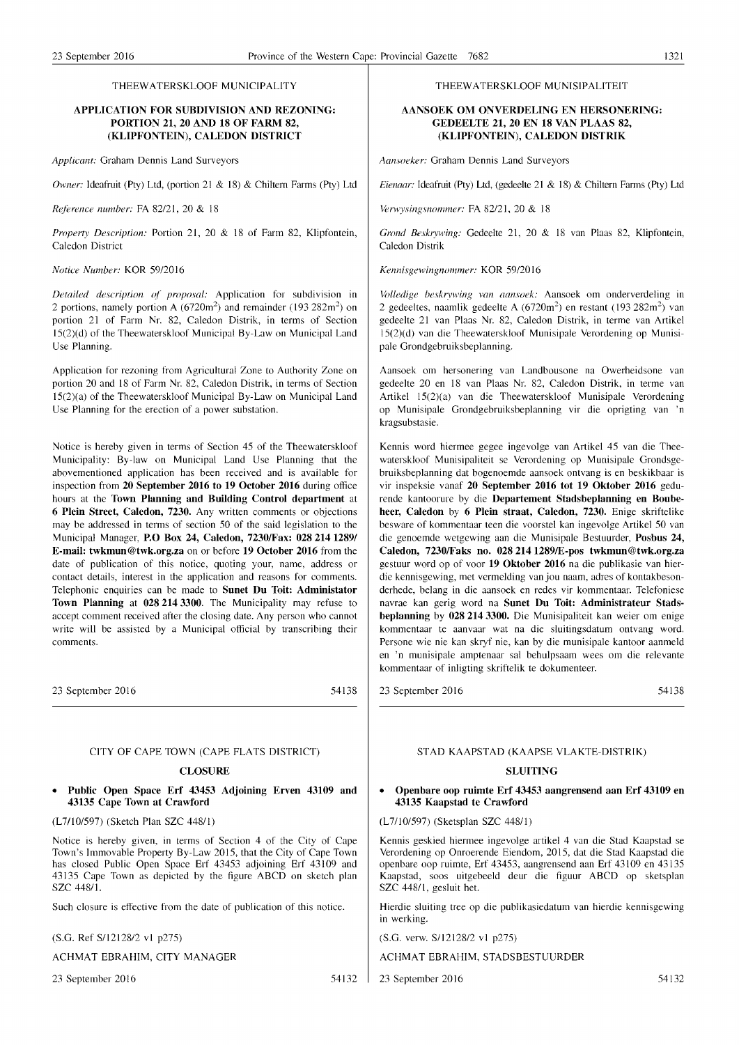THEEWATERSKLOOF MUNICIPALITY

## APPLICATION FOR SUBDIVISION AND REZONING: PORTION 21, 20 AND 18 OF FARM 82, (KLIPFONTEIN), CALEDON DISTRICT

*Applicant:* Graham Dennis Land Surveyors

*Owner:* Ideafruit (Pty) Ltd, (portion 21 & 18) & Chiltern Farms (Pty) Ltd

*Reference number:* FA 82/21, 20 & 18

*Property Description:* Portion 21, 20 & 18 of Farm 82, Klipfontein, Caledon District

*Notice Number:* KOR 59/2016

*Detailed description of proposal:* Application for subdivision in 2 portions, namely portion A (6720m$^2$) and remainder (193 282m$^2$) on portion 21 of Farm Nr. 82, Caledon Distrik, in terms of Section 15(2)(d) of the Theewaterskloof Municipal By-Law on Municipal Land Use Planning.

Application for rezoning from Agricultural Zone to Authority Zone on portion 20 and 18 of Farm Nr. 82, Caledon Distrik, in terms of Section 15(2)(a) of the Theewaterskloof Municipal By-Law on Municipal Land Use Planning for the erection of a power substation.

Notice is hereby given in terms of Section 45 of the Theewaterskloof Municipality: By-law on Municipal Land Use Planning that the abovementioned application has been received and is available for inspection from **20 September 2016 to 19 October 2016** during office hours at the **Town Planning and Building Control department** at **6 Plein Street, Caledon, 7230.** Any written comments or objections may be addressed in terms of section 50 of the said legislation to the Municipal Manager, **P.O Box 24, Caledon, 7230/Fax: 028 214 1289/ E-mail: twkmun@twk.org.za** on or before **19 October 2016** from the date of publication of this notice, quoting your, name, address or contact details, interest in the application and reasons for comments. Telephonic enquiries can be made to **Sunet Du Toit: Administator Town Planning** at **028 214 3300**. The Municipality may refuse to accept comment received after the closing date. Any person who cannot write will be assisted by a Municipal official by transcribing their comments.

23 September 2016 54138

---

THEEWATERSKLOOF MUNISIPALITEIT

## AANSOEK OM ONVERDELING EN HERSONERING: GEDEELTE 21, 20 EN 18 VAN PLAAS 82, (KLIPFONTEIN), CALEDON DISTRIK

*Aansoeker:* Graham Dennis Land Surveyors

*Eienaar:* Ideafruit (Pty) Ltd, (gedeelte 21 & 18) & Chiltern Farms (Pty) Ltd

*Verwysingsnommer:* FA 82/21, 20 & 18

*Grond Beskrywing:* Gedeelte 21, 20 & 18 van Plaas 82, Klipfontein, Caledon Distrik

*Kennisgewingnommer:* KOR 59/2016

*Volledige beskrywing van aansoek:* Aansoek om onderverdeling in 2 gedeeltes, naamlik gedeelte A (6720m$^2$) en restant (193 282m$^2$) van gedeelte 21 van Plaas Nr. 82, Caledon Distrik, in terme van Artikel 15(2)(d) van die Theewaterskloof Munisipale Verordening op Munisipale Grondgebruiksbeplanning.

Aansoek om hersonering van Landbousone na Owerheidsone van gedeelte 20 en 18 van Plaas Nr. 82, Caledon Distrik, in terme van Artikel 15(2)(a) van die Theewaterskloof Munisipale Verordening op Munisipale Grondgebruiksbeplanning vir die oprigting van 'n kragsubstasie.

Kennis word hiermee gegee ingevolge van Artikel 45 van die Theewaterskloof Munisipaliteit se Verordening op Munisipale Grondsgebruiksbeplanning dat bogenoemde aansoek ontvang is en beskikbaar is vir inspeksie vanaf **20 September 2016 tot 19 Oktober 2016** gedurende kantoorure by die **Departement Stadsbeplanning en Boubeheer, Caledon** by **6 Plein straat, Caledon, 7230.** Enige skriftelike besware of kommentaar teen die voorstel kan ingevolge Artikel 50 van die genoemde wetgewing aan die Munisipale Bestuurder, **Posbus 24, Caledon, 7230/Faks no. 028 214 1289/E-pos twkmun@twk.org.za** gestuur word op of voor **19 Oktober 2016** na die publikasie van hierdie kennisgewing, met vermelding van jou naam, adres of kontakbesonderhede, belang in die aansoek en redes vir kommentaar. Telefoniese navrae kan gerig word na **Sunet Du Toit: Administrateur Stadsbeplanning** by **028 214 3300.** Die Munisipaliteit kan weier om enige kommentaar te aanvaar wat na die sluitingsdatum ontvang word. Persone wie nie kan skryf nie, kan by die munisipale kantoor aanmeld en 'n munisipale amptenaar sal behulpsaam wees om die relevante kommentaar of inligting skriftelik te dokumenteer.

23 September 2016 54138

---

CITY OF CAPE TOWN (CAPE FLATS DISTRICT)

## CLOSURE

- **Public Open Space Erf 43453 Adjoining Erven 43109 and 43135 Cape Town at Crawford**

(L7/10/597) (Sketch Plan SZC 448/1)

Notice is hereby given, in terms of Section 4 of the City of Cape Town's Immovable Property By-Law 2015, that the City of Cape Town has closed Public Open Space Erf 43453 adjoining Erf 43109 and 43135 Cape Town as depicted by the figure ABCD on sketch plan SZC 448/1.

Such closure is effective from the date of publication of this notice.

(S.G. Ref S/12128/2 v1 p275)

ACHMAT EBRAHIM, CITY MANAGER

23 September 2016 54132

---

STAD KAAPSTAD (KAAPSE VLAKTE-DISTRIK)

## SLUITING

- **Openbare oop ruimte Erf 43453 aangrensend aan Erf 43109 en 43135 Kaapstad te Crawford**

(L7/10/597) (Sketsplan SZC 448/1)

Kennis geskied hiermee ingevolge artikel 4 van die Stad Kaapstad se Verordening op Onroerende Eiendom, 2015, dat die Stad Kaapstad die openbare oop ruimte, Erf 43453, aangrensend aan Erf 43109 en 43135 Kaapstad, soos uitgebeeld deur die figuur ABCD op sketsplan SZC 448/1, gesluit het.

Hierdie sluiting tree op die publikasiedatum van hierdie kennisgewing in werking.

(S.G. verw. S/12128/2 v1 p275)

ACHMAT EBRAHIM, STADSBESTUURDER

23 September 2016 54132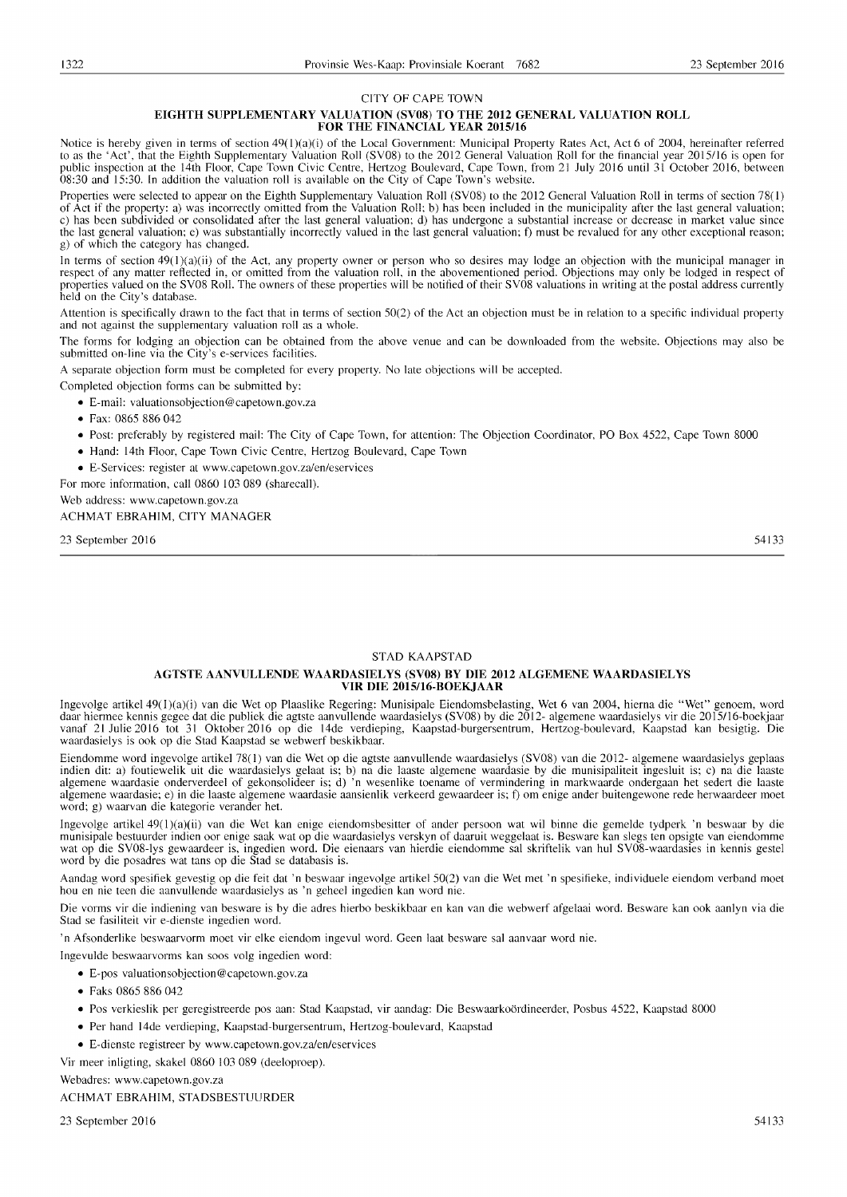CITY OF CAPE TOWN

## EIGHTH SUPPLEMENTARY VALUATION (SV08) TO THE 2012 GENERAL VALUATION ROLL FOR THE FINANCIAL YEAR 2015/16

Notice is hereby given in terms of section 49(1)(a)(i) of the Local Government: Municipal Property Rates Act, Act 6 of 2004, hereinafter referred to as the 'Act', that the Eighth Supplementary Valuation Roll (SV08) to the 2012 General Valuation Roll for the financial year 2015/16 is open for public inspection at the 14th Floor, Cape Town Civic Centre, Hertzog Boulevard, Cape Town, from 21 July 2016 until 31 October 2016, between 08:30 and 15:30. In addition the valuation roll is available on the City of Cape Town's website.

Properties were selected to appear on the Eighth Supplementary Valuation Roll (SV08) to the 2012 General Valuation Roll in terms of section 78(1) of Act if the property: a) was incorrectly omitted from the Valuation Roll; b) has been included in the municipality after the last general valuation; c) has been subdivided or consolidated after the last general valuation; d) has undergone a substantial increase or decrease in market value since the last general valuation; e) was substantially incorrectly valued in the last general valuation; f) must be revalued for any other exceptional reason; g) of which the category has changed.

In terms of section 49(1)(a)(ii) of the Act, any property owner or person who so desires may lodge an objection with the municipal manager in respect of any matter reflected in, or omitted from the valuation roll, in the abovementioned period. Objections may only be lodged in respect of properties valued on the SV08 Roll. The owners of these properties will be notified of their SV08 valuations in writing at the postal address currently held on the City's database.

Attention is specifically drawn to the fact that in terms of section 50(2) of the Act an objection must be in relation to a specific individual property and not against the supplementary valuation roll as a whole.

The forms for lodging an objection can be obtained from the above venue and can be downloaded from the website. Objections may also be submitted on-line via the City's e-services facilities.

A separate objection form must be completed for every property. No late objections will be accepted.

Completed objection forms can be submitted by:

- E-mail: valuationsobjection@capetown.gov.za
- Fax: 0865 886 042
- Post: preferably by registered mail: The City of Cape Town, for attention: The Objection Coordinator, PO Box 4522, Cape Town 8000
- Hand: 14th Floor, Cape Town Civic Centre, Hertzog Boulevard, Cape Town
- E-Services: register at www.capetown.gov.za/en/eservices

For more information, call 0860 103 089 (sharecall).

Web address: www.capetown.gov.za

ACHMAT EBRAHIM, CITY MANAGER

23 September 2016 54133

---

STAD KAAPSTAD

## AGTSTE AANVULLENDE WAARDASIELYS (SV08) BY DIE 2012 ALGEMENE WAARDASIELYS VIR DIE 2015/16-BOEKJAAR

Ingevolge artikel 49(1)(a)(i) van die Wet op Plaaslike Regering: Munisipale Eiendomsbelasting, Wet 6 van 2004, hierna die "Wet" genoem, word daar hiermee kennis gegee dat die publiek die agtste aanvullende waardasielys (SV08) by die 2012- algemene waardasielys vir die 2015/16-boekjaar vanaf 21 Julie 2016 tot 31 Oktober 2016 op die 14de verdieping, Kaapstad-burgersentrum, Hertzog-boulevard, Kaapstad kan besigtig. Die waardasielys is ook op die Stad Kaapstad se webwerf beskikbaar.

Eiendomme word ingevolge artikel 78(1) van die Wet op die agtste aanvullende waardasielys (SV08) van die 2012- algemene waardasielys geplaas indien dit: a) foutiewelik uit die waardasielys gelaat is; b) na die laaste algemene waardasie by die munisipaliteit ingesluit is; c) na die laaste algemene waardasie onderverdeel of gekonsolideer is; d) 'n wesenlike toename of vermindering in markwaarde ondergaan het sedert die laaste algemene waardasie; e) in die laaste algemene waardasie aansienlik verkeerd gewaardeer is; f) om enige ander buitengewone rede herwaardeer moet word; g) waarvan die kategorie verander het.

Ingevolge artikel 49(1)(a)(ii) van die Wet kan enige eiendomsbesitter of ander persoon wat wil binne die gemelde tydperk 'n beswaar by die munisipale bestuurder indien oor enige saak wat op die waardasielys verskyn of daaruit weggelaat is. Besware kan slegs ten opsigte van eiendomme wat op die SV08-lys gewaardeer is, ingedien word. Die eienaars van hierdie eiendomme sal skriftelik van hul SV08-waardasies in kennis gestel word by die posadres wat tans op die Stad se databasis is.

Aandag word spesifiek gevestig op die feit dat 'n beswaar ingevolge artikel 50(2) van die Wet met 'n spesifieke, individuele eiendom verband moet hou en nie teen die aanvullende waardasielys as 'n geheel ingedien kan word nie.

Die vorms vir die indiening van besware is by die adres hierbo beskikbaar en kan van die webwerf afgelaai word. Besware kan ook aanlyn via die Stad se fasiliteit vir e-dienste ingedien word.

'n Afsonderlike beswaarvorm moet vir elke eiendom ingevul word. Geen laat besware sal aanvaar word nie.

Ingevulde beswaarvorms kan soos volg ingedien word:

- E-pos valuationsobjection@capetown.gov.za
- Faks 0865 886 042
- Pos verkieslik per geregistreerde pos aan: Stad Kaapstad, vir aandag: Die Beswaarkoördineerder, Posbus 4522, Kaapstad 8000
- Per hand 14de verdieping, Kaapstad-burgersentrum, Hertzog-boulevard, Kaapstad
- E-dienste registreer by www.capetown.gov.za/en/eservices

Vir meer inligting, skakel 0860 103 089 (deeloproep).

Webadres: www.capetown.gov.za

ACHMAT EBRAHIM, STADSBESTUURDER

23 September 2016 54133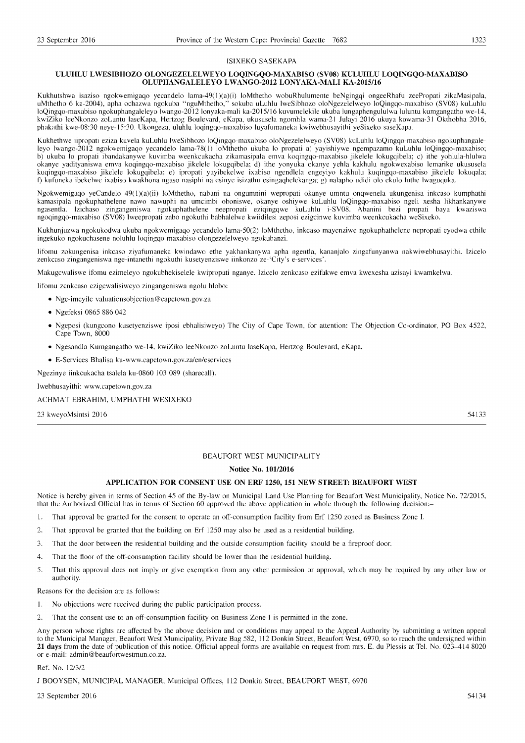## ISIXEKO SASEKAPA

### ULUHLU LWESIBHOZO OLONGEZELELWEYO LOQINGQO-MAXABISO (SV08) KULUHLU LOQINGQO-MAXABISO OLUPHANGALELEYO LWANGO-2012 LONYAKA-MALI KA-2015/16

Kukhutshwa isaziso ngokwemigaqo yecandelo lama-49(1)(a)(i) loMthetho wobuRhulumente beNgingqi ongeeRhafu zeePropati zikaMasipala, uMthetho 6 ka-2004), apha ochazwa ngokuba "nguMthetho," sokuba uLuhlu lweSibhozo oloNgezelelweyo loQingqo-maxabiso (SV08) kuLuhlu loQingqo-maxabiso ngokuphangaleleyo lwango-2012 lonyaka-mali ka-2015/16 kuvumelekile ukuba lungaphengululwa luluntu kumgangatho we-14, kwiZiko leeNkonzo zoLuntu laseKapa, Hertzog Boulevard, eKapa, ukususela ngomhla wama-21 Julayi 2016 ukuya kowama-31 Okthobha 2016, phakathi kwe-08:30 neye-15:30. Ukongeza, uluhlu loqingqo-maxabiso luyafumaneka kwiwebhusayithi yeSixeko saseKapa.

Kukhethwe iipropati eziza kuvela kuLuhlu lweSibhozo loQingqo-maxabiso oloNgezelelweyo (SV08) kuLuhlu loQingqo-maxabiso ngokuphangaleleyo lwango-2012 ngokwemigaqo yecandelo lama-78(1) loMthetho ukuba lo propati a) yayishiywe ngempazamo kuLuhlu loQingqo-maxabiso; b) ukuba lo propati ibandakanywe kuvimba weencukacha zikamasipala emva koqingqo-maxabiso jikelele lokugqibela; c) ithe yohlula-hlulwa okanye yadityaniswa emva koqingqo-maxabiso jikelele lokugqibela; d) ithe yonyuka okanye yehla kakhulu ngokwexabiso lemarike ukususela kuqingqo-maxabiso jikelele lokugqibela; e) ipropati yayibekelwe ixabiso ngendlela engeyiyo kakhulu kuqingqo-maxabiso jikelele lokuqala; f) kufuneka ibekelwe ixabiso kwakhona ngaso nasiphi na esinye isizathu esingaqhelekanga; g) nalapho udidi olo ekulo luthe lwaguquka.

Ngokwemigaqo yeCandelo 49(1)(a)(ii) loMthetho, nabani na ongumnini wepropati okanye umntu onqwenela ukungenisa inkcaso kumphathi kamasipala ngokuphathelene nawo nawuphi na umcimbi oboniswe, okanye oshiywe kuLuhlu loQingqo-maxabiso ngeli xesha likhankanywe ngasentla. Izichaso zingangeniswa ngokuphathelene neepropati eziqingqwe kuLuhlu i-SV08. Abanini bezi propati baya kwaziswa ngoqingqo-maxabiso (SV08) lweepropati zabo ngokuthi babhalelwe kwiidilesi zeposi ezigcinwe kuvimba weencukacha weSixeko.

Kukhunjuzwa ngokukodwa ukuba ngokwemigaqo yecandelo lama-50(2) loMthetho, inkcaso mayenziwe ngokuphathelene nepropati eyodwa ethile ingekuko ngokuchasene noluhlu loqingqo-maxabiso olongezelelweyo ngokubanzi.

Iifomu zokungenisa inkcaso ziyafumaneka kwindawo ethe yakhankanywa apha ngentla, kananjalo zingafunyanwa nakwiwebhusayithi. Izicelo zenkcaso zingangeniswa nge-intanethi ngokuthi kusetyenziswe iinkonzo ze-'City's e-services'.

Makugcwaliswe ifomu ezimeleyo ngokubhekiselele kwipropati nganye. Izicelo zenkcaso ezifakwe emva kwexesha azisayi kwamkelwa.

Iifomu zenkcaso ezigcwalisiweyo zingangeniswa ngolu hlobo:

- Nge-imeyile valuationsobjection@capetown.gov.za
- Ngefeksi 0865 886 042
- Ngeposi (kungcono kusetyenziswe iposi ebhalisiweyo) The City of Cape Town, for attention: The Objection Co-ordinator, PO Box 4522, Cape Town, 8000
- Ngesandla Kumgangatho we-14, kwiZiko leeNkonzo zoLuntu laseKapa, Hertzog Boulevard, eKapa,
- E-Services Bhalisa ku-www.capetown.gov.za/en/eservices

Ngezinye iinkcukacha tsalela ku-0860 103 089 (sharecall).

Iwebhusayithi: www.capetown.gov.za

ACHMAT EBRAHIM, UMPHATHI WESIXEKO

23 kweyoMsintsi 2016 54133

## BEAUFORT WEST MUNICIPALITY

**Notice No. 101/2016**

### APPLICATION FOR CONSENT USE ON ERF 1250, 151 NEW STREET: BEAUFORT WEST

Notice is hereby given in terms of Section 45 of the By-law on Municipal Land Use Planning for Beaufort West Municipality, Notice No. 72/2015, that the Authorized Official has in terms of Section 60 approved the above application in whole through the following decision:–

1. That approval be granted for the consent to operate an off-consumption facility from Erf 1250 zoned as Business Zone I.
2. That approval be granted that the building on Erf 1250 may also be used as a residential building.
3. That the door between the residential building and the outside consumption facility should be a fireproof door.
4. That the floor of the off-consumption facility should be lower than the residential building.
5. That this approval does not imply or give exemption from any other permission or approval, which may be required by any other law or authority.

Reasons for the decision are as follows:

1. No objections were received during the public participation process.
2. That the consent use to an off-consumption facility on Business Zone I is permitted in the zone.

Any person whose rights are affected by the above decision and or conditions may appeal to the Appeal Authority by submitting a written appeal to the Municipal Manager, Beaufort West Municipality, Private Bag 582, 112 Donkin Street, Beaufort West, 6970, so to reach the undersigned within **21 days** from the date of publication of this notice. Official appeal forms are available on request from mrs. E. du Plessis at Tel. No. 023–414 8020 or e-mail: admin@beaufortwestmun.co.za.

Ref. No. 12/3/2

J BOOYSEN, MUNICIPAL MANAGER, Municipal Offices, 112 Donkin Street, BEAUFORT WEST, 6970

23 September 2016 54134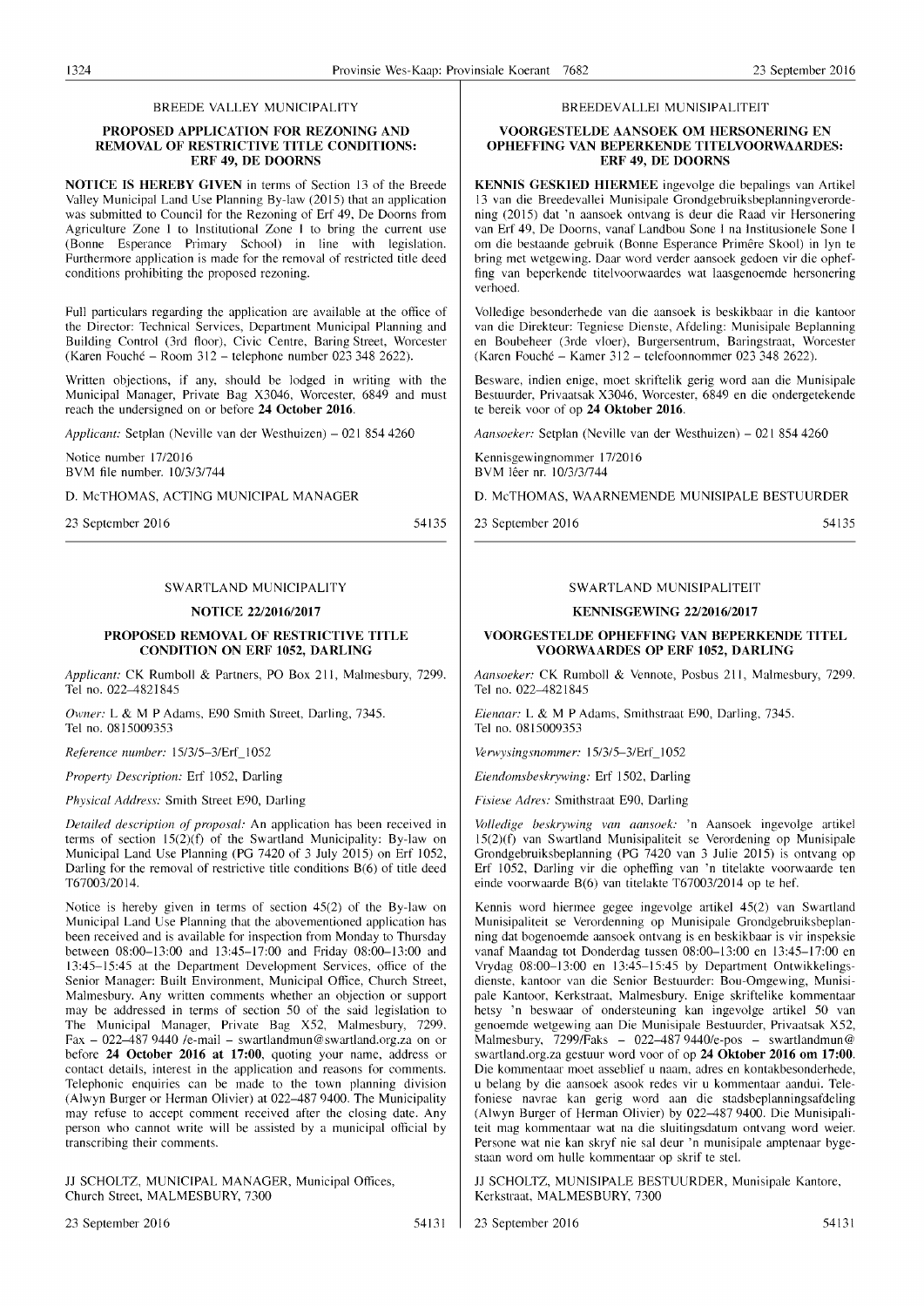BREEDE VALLEY MUNICIPALITY

**PROPOSED APPLICATION FOR REZONING AND REMOVAL OF RESTRICTIVE TITLE CONDITIONS: ERF 49, DE DOORNS**

**NOTICE IS HEREBY GIVEN** in terms of Section 13 of the Breede Valley Municipal Land Use Planning By-law (2015) that an application was submitted to Council for the Rezoning of Erf 49, De Doorns from Agriculture Zone I to Institutional Zone I to bring the current use (Bonne Esperance Primary School) in line with legislation. Furthermore application is made for the removal of restricted title deed conditions prohibiting the proposed rezoning.

Full particulars regarding the application are available at the office of the Director: Technical Services, Department Municipal Planning and Building Control (3rd floor), Civic Centre, Baring Street, Worcester (Karen Fouché – Room 312 – telephone number 023 348 2622).

Written objections, if any, should be lodged in writing with the Municipal Manager, Private Bag X3046, Worcester, 6849 and must reach the undersigned on or before **24 October 2016**.

*Applicant:* Setplan (Neville van der Westhuizen) – 021 854 4260

Notice number 17/2016
BVM file number. 10/3/3/744

D. McTHOMAS, ACTING MUNICIPAL MANAGER

23 September 2016 54135

BREEDEVALLEI MUNISIPALITEIT

**VOORGESTELDE AANSOEK OM HERSONERING EN OPHEFFING VAN BEPERKENDE TITELVOORWAARDES: ERF 49, DE DOORNS**

**KENNIS GESKIED HIERMEE** ingevolge die bepalings van Artikel 13 van die Breedevallei Munisipale Grondgebruiksbeplanningverordening (2015) dat 'n aansoek ontvang is deur die Raad vir Hersonering van Erf 49, De Doorns, vanaf Landbou Sone I na Institusionele Sone I om die bestaande gebruik (Bonne Esperance Primêre Skool) in lyn te bring met wetgewing. Daar word verder aansoek gedoen vir die opheffing van beperkende titelvoorwaardes wat laasgenoemde hersonering verhoed.

Volledige besonderhede van die aansoek is beskikbaar in die kantoor van die Direkteur: Tegniese Dienste, Afdeling: Munisipale Beplanning en Boubeheer (3rde vloer), Burgersentrum, Baringstraat, Worcester (Karen Fouché – Kamer 312 – telefoonnommer 023 348 2622).

Besware, indien enige, moet skriftelik gerig word aan die Munisipale Bestuurder, Privaatsak X3046, Worcester, 6849 en die ondergetekende te bereik voor of op **24 Oktober 2016**.

*Aansoeker:* Setplan (Neville van der Westhuizen) – 021 854 4260

Kennisgewingnommer 17/2016
BVM lêer nr. 10/3/3/744

D. McTHOMAS, WAARNEMENDE MUNISIPALE BESTUURDER

23 September 2016 54135

SWARTLAND MUNICIPALITY

**NOTICE 22/2016/2017**

**PROPOSED REMOVAL OF RESTRICTIVE TITLE CONDITION ON ERF 1052, DARLING**

*Applicant:* CK Rumboll & Partners, PO Box 211, Malmesbury, 7299. Tel no. 022–4821845

*Owner:* L & M P Adams, E90 Smith Street, Darling, 7345. Tel no. 0815009353

*Reference number:* 15/3/5–3/Erf_1052

*Property Description:* Erf 1052, Darling

*Physical Address:* Smith Street E90, Darling

*Detailed description of proposal:* An application has been received in terms of section 15(2)(f) of the Swartland Municipality: By-law on Municipal Land Use Planning (PG 7420 of 3 July 2015) on Erf 1052, Darling for the removal of restrictive title conditions B(6) of title deed T67003/2014.

Notice is hereby given in terms of section 45(2) of the By-law on Municipal Land Use Planning that the abovementioned application has been received and is available for inspection from Monday to Thursday between 08:00–13:00 and 13:45–17:00 and Friday 08:00–13:00 and 13:45–15:45 at the Department Development Services, office of the Senior Manager: Built Environment, Municipal Office, Church Street, Malmesbury. Any written comments whether an objection or support may be addressed in terms of section 50 of the said legislation to The Municipal Manager, Private Bag X52, Malmesbury, 7299. Fax – 022–487 9440 /e-mail – swartlandmun@swartland.org.za on or before **24 October 2016 at 17:00**, quoting your name, address or contact details, interest in the application and reasons for comments. Telephonic enquiries can be made to the town planning division (Alwyn Burger or Herman Olivier) at 022–487 9400. The Municipality may refuse to accept comment received after the closing date. Any person who cannot write will be assisted by a municipal official by transcribing their comments.

JJ SCHOLTZ, MUNICIPAL MANAGER, Municipal Offices, Church Street, MALMESBURY, 7300

23 September 2016 54131

SWARTLAND MUNISIPALITEIT

**KENNISGEWING 22/2016/2017**

**VOORGESTELDE OPHEFFING VAN BEPERKENDE TITEL VOORWAARDES OP ERF 1052, DARLING**

*Aansoeker:* CK Rumboll & Vennote, Posbus 211, Malmesbury, 7299. Tel no. 022–4821845

*Eienaar:* L & M P Adams, Smithstraat E90, Darling, 7345. Tel no. 0815009353

*Verwysingsnommer:* 15/3/5–3/Erf_1052

*Eiendomsbeskrywing:* Erf 1502, Darling

*Fisiese Adres:* Smithstraat E90, Darling

*Volledige beskrywing van aansoek:* 'n Aansoek ingevolge artikel 15(2)(f) van Swartland Munisipaliteit se Verordening op Munisipale Grondgebruiksbeplanning (PG 7420 van 3 Julie 2015) is ontvang op Erf 1052, Darling vir die opheffing van 'n titelakte voorwaarde ten einde voorwaarde B(6) van titelakte T67003/2014 op te hef.

Kennis word hiermee gegee ingevolge artikel 45(2) van Swartland Munisipaliteit se Verordenning op Munisipale Grondgebruiksbeplanning dat bogenoemde aansoek ontvang is en beskikbaar is vir inspeksie vanaf Maandag tot Donderdag tussen 08:00–13:00 en 13:45–17:00 en Vrydag 08:00–13:00 en 13:45–15:45 by Department Ontwikkelingsdienste, kantoor van die Senior Bestuurder: Bou-Omgewing, Munisipale Kantoor, Kerkstraat, Malmesbury. Enige skriftelike kommentaar hetsy 'n beswaar of ondersteuning kan ingevolge artikel 50 van genoemde wetgewing aan Die Munisipale Bestuurder, Privaatsak X52, Malmesbury, 7299/Faks – 022–487 9440/e-pos – swartlandmun@swartland.org.za gestuur word voor of op **24 Oktober 2016 om 17:00**. Die kommentaar moet asseblief u naam, adres en kontakbesonderhede, u belang by die aansoek asook redes vir u kommentaar aandui. Telefoniese navrae kan gerig word aan die stadsbeplanningsafdeling (Alwyn Burger of Herman Olivier) by 022–487 9400. Die Munisipaliteit mag kommentaar wat na die sluitingsdatum ontvang word weier. Persone wat nie kan skryf nie sal deur 'n munisipale amptenaar bygestaan word om hulle kommentaar op skrif te stel.

JJ SCHOLTZ, MUNISIPALE BESTUURDER, Munisipale Kantore, Kerkstraat, MALMESBURY, 7300

23 September 2016 54131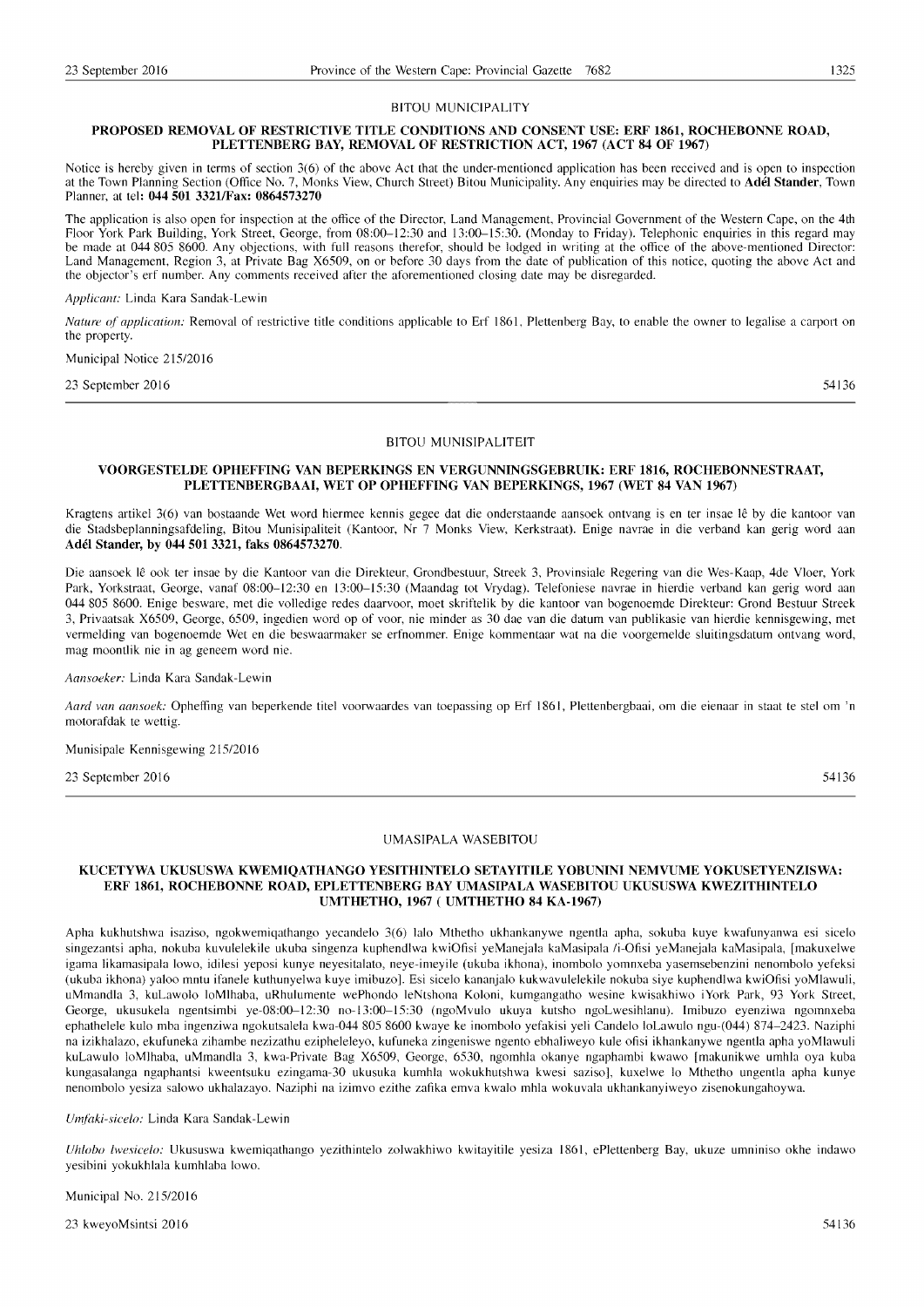BITOU MUNICIPALITY

**PROPOSED REMOVAL OF RESTRICTIVE TITLE CONDITIONS AND CONSENT USE: ERF 1861, ROCHEBONNE ROAD, PLETTENBERG BAY, REMOVAL OF RESTRICTION ACT, 1967 (ACT 84 OF 1967)**

Notice is hereby given in terms of section 3(6) of the above Act that the under-mentioned application has been received and is open to inspection at the Town Planning Section (Office No. 7, Monks View, Church Street) Bitou Municipality. Any enquiries may be directed to **Adél Stander**, Town Planner, at tel: **044 501 3321/Fax: 0864573270**

The application is also open for inspection at the office of the Director, Land Management, Provincial Government of the Western Cape, on the 4th Floor York Park Building, York Street, George, from 08:00–12:30 and 13:00–15:30. (Monday to Friday). Telephonic enquiries in this regard may be made at 044 805 8600. Any objections, with full reasons therefor, should be lodged in writing at the office of the above-mentioned Director: Land Management, Region 3, at Private Bag X6509, on or before 30 days from the date of publication of this notice, quoting the above Act and the objector's erf number. Any comments received after the aforementioned closing date may be disregarded.

*Applicant:* Linda Kara Sandak-Lewin

*Nature of application:* Removal of restrictive title conditions applicable to Erf 1861, Plettenberg Bay, to enable the owner to legalise a carport on the property.

Municipal Notice 215/2016

23 September 2016 54136

---

BITOU MUNISIPALITEIT

**VOORGESTELDE OPHEFFING VAN BEPERKINGS EN VERGUNNINGSGEBRUIK: ERF 1816, ROCHEBONNESTRAAT, PLETTENBERGBAAI, WET OP OPHEFFING VAN BEPERKINGS, 1967 (WET 84 VAN 1967)**

Kragtens artikel 3(6) van bostaande Wet word hiermee kennis gegee dat die onderstaande aansoek ontvang is en ter insae lê by die kantoor van die Stadsbeplanningsafdeling, Bitou Munisipaliteit (Kantoor, Nr 7 Monks View, Kerkstraat). Enige navrae in die verband kan gerig word aan **Adél Stander, by 044 501 3321, faks 0864573270.**

Die aansoek lê ook ter insae by die Kantoor van die Direkteur, Grondbestuur, Streek 3, Provinsiale Regering van die Wes-Kaap, 4de Vloer, York Park, Yorkstraat, George, vanaf 08:00–12:30 en 13:00–15:30 (Maandag tot Vrydag). Telefoniese navrae in hierdie verband kan gerig word aan 044 805 8600. Enige besware, met die volledige redes daarvoor, moet skriftelik by die kantoor van bogenoemde Direkteur: Grond Bestuur Streek 3, Privaatsak X6509, George, 6509, ingedien word op of voor, nie minder as 30 dae van die datum van publikasie van hierdie kennisgewing, met vermelding van bogenoemde Wet en die beswaarmaker se erfnommer. Enige kommentaar wat na die voorgemelde sluitingsdatum ontvang word, mag moontlik nie in ag geneem word nie.

*Aansoeker:* Linda Kara Sandak-Lewin

*Aard van aansoek:* Opheffing van beperkende titel voorwaardes van toepassing op Erf 1861, Plettenbergbaai, om die eienaar in staat te stel om 'n motorafdak te wettig.

Munisipale Kennisgewing 215/2016

23 September 2016 54136

---

UMASIPALA WASEBITOU

**KUCETYWA UKUSUSWA KWEMIQATHANGO YESITHINTELO SETAYITILE YOBUNINI NEMVUME YOKUSETYENZISWA: ERF 1861, ROCHEBONNE ROAD, EPLETTENBERG BAY UMASIPALA WASEBITOU UKUSUSWA KWEZITHINTELO UMTHETHO, 1967 ( UMTHETHO 84 KA-1967)**

Apha kukhutshwa isaziso, ngokwemiqathango yecandelo 3(6) lalo Mthetho ukhankanywe ngentla apha, sokuba kuye kwafunyanwa esi sicelo singezantsi apha, nokuba kuvulelekile ukuba singenza kuphendlwa kwiOfisi yeManejala kaMasipala /i-Ofisi yeManejala kaMasipala, [makuxelwe igama likamasipala lowo, idilesi yeposi kunye neyesitalato, neye-imeyile (ukuba ikhona), inombolo yomnxeba yasemsebenzini nenombolo yefeksi (ukuba ikhona) yaloo mntu ifanele kuthunyelwa kuye imibuzo]. Esi sicelo kananjalo kukwavulelekile nokuba siye kuphendlwa kwiOfisi yoMlawuli, uMmandla 3, kuLawulo loMhlaba, uRhulumente wePhondo leNtshona Koloni, kumgangatho wesine kwisakhiwo iYork Park, 93 York Street, George, ukusukela ngentsimbi ye-08:00–12:30 no-13:00–15:30 (ngoMvulo ukuya kutsho ngoLwesihlanu). Imibuzo eyenziwa ngomnxeba ephathelele kulo mba ingenziwa ngokutsalela kwa-044 805 8600 kwaye ke inombolo yefakisi yeli Candelo loLawulo ngu-(044) 874–2423. Naziphi na izikhalazo, ekufuneka zihambe nezizathu ezipheleleyo, kufuneka zingeniswe ngento ebhaliweyo kule ofisi ikhankanywe ngentla apha yoMlawuli kuLawulo loMhlaba, uMmandla 3, kwa-Private Bag X6509, George, 6530, ngomhla okanye ngaphambi kwawo [makunikwe umhla oya kuba kungasalanga ngaphantsi kweentsuku ezingama-30 ukusuka kumhla wokukhutshwa kwesi saziso], kuxelwe lo Mthetho ungentla apha kunye nenombolo yesiza salowo ukhalazayo. Naziphi na izimvo ezithe zafika emva kwalo mhla wokuvala ukhankanyiweyo zisenokungahoywa.

*Umfaki-sicelo:* Linda Kara Sandak-Lewin

*Uhlobo lwesicelo:* Ukususwa kwemiqathango yezithintelo zolwakhiwo kwitayitile yesiza 1861, ePlettenberg Bay, ukuze umniniso okhe indawo yesibini yokukhlala kumhlaba lowo.

Municipal No. 215/2016

23 kweyoMsintsi 2016 54136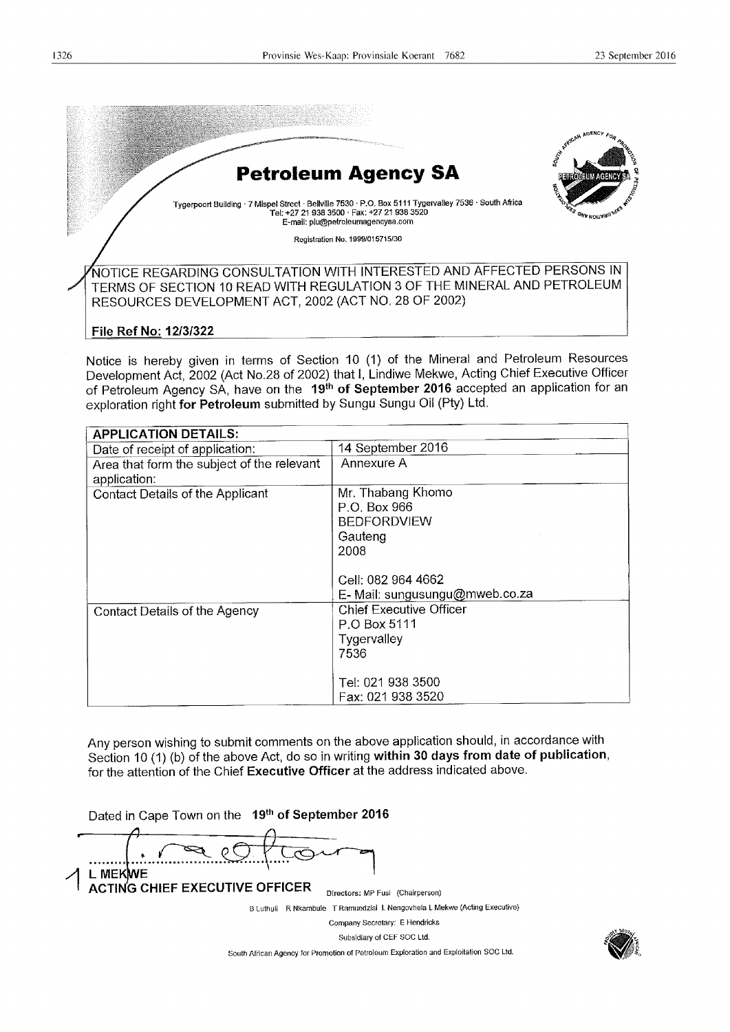# Petroleum Agency SA

Tygerpoort Building · 7 Mispel Street · Bellville 7530 · P.O. Box 5111 Tygervalley 7536 · South Africa
Tel: +27 21 938 3500 · Fax: +27 21 938 3520
E-mail: plu@petroleumagencysa.com

Registration No. 1999/015715/30

NOTICE REGARDING CONSULTATION WITH INTERESTED AND AFFECTED PERSONS IN TERMS OF SECTION 10 READ WITH REGULATION 3 OF THE MINERAL AND PETROLEUM RESOURCES DEVELOPMENT ACT, 2002 (ACT NO. 28 OF 2002)

**File Ref No: 12/3/322**

Notice is hereby given in terms of Section 10 (1) of the Mineral and Petroleum Resources Development Act, 2002 (Act No.28 of 2002) that I, Lindiwe Mekwe, Acting Chief Executive Officer of Petroleum Agency SA, have on the **19th of September 2016** accepted an application for an exploration right **for Petroleum** submitted by Sungu Sungu Oil (Pty) Ltd.

| APPLICATION DETAILS: | |
|---|---|
| Date of receipt of application: | 14 September 2016 |
| Area that form the subject of the relevant application: | Annexure A |
| Contact Details of the Applicant | Mr. Thabang Khomo<br>P.O. Box 966<br>BEDFORDVIEW<br>Gauteng<br>2008<br><br>Cell: 082 964 4662<br>E- Mail: sungusungu@mweb.co.za |
| Contact Details of the Agency | Chief Executive Officer<br>P.O Box 5111<br>Tygervalley<br>7536<br><br>Tel: 021 938 3500<br>Fax: 021 938 3520 |

Any person wishing to submit comments on the above application should, in accordance with Section 10 (1) (b) of the above Act, do so in writing **within 30 days from date of publication**, for the attention of the Chief **Executive Officer** at the address indicated above.

Dated in Cape Town on the **19th of September 2016**

L MEKWE
**ACTING CHIEF EXECUTIVE OFFICER**

Directors: MP Fusi (Chairperson)
B Luthuli R Nkambule T Ramuedzisi L Nengovhela L Mekwe (Acting Executive)
Company Secretary: E Hendricks
Subsidiary of CEF SOC Ltd.
South African Agency for Promotion of Petroleum Exploration and Exploitation SOC Ltd.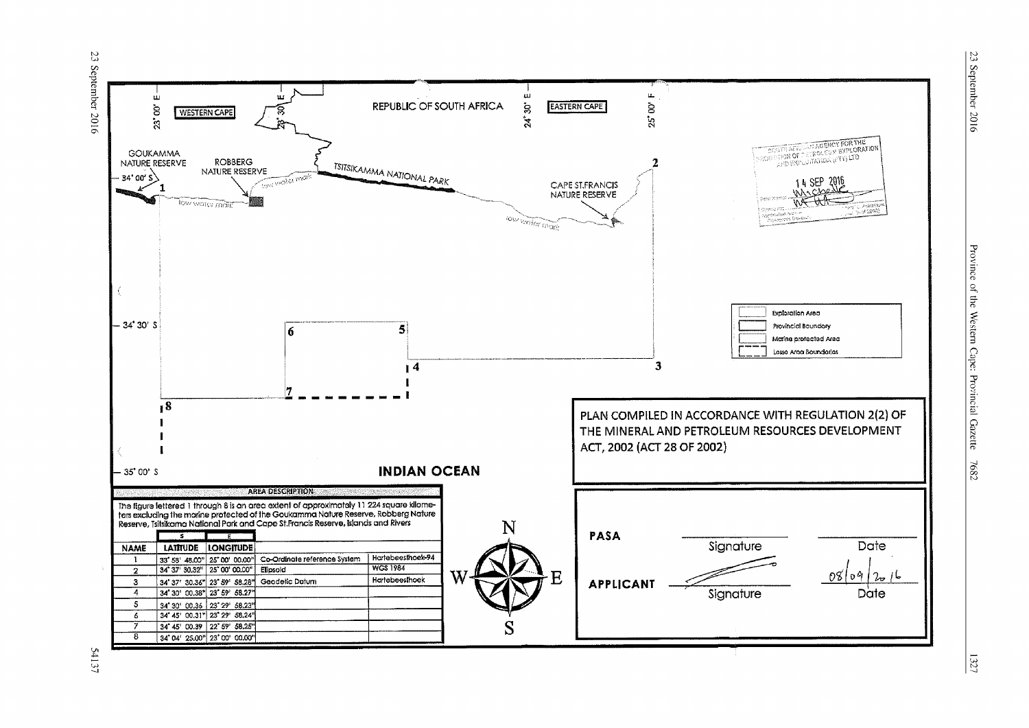REPUBLIC OF SOUTH AFRICA

WESTERN CAPE

EASTERN CAPE

23° 00' E

23° 30' E

24° 30' E

25° 00' E

GOUKAMMA NATURE RESERVE

ROBBERG NATURE RESERVE

TSITSIKAMMA NATIONAL PARK

CAPE ST.FRANCIS NATURE RESERVE

34° 00' S

34° 30' S

35° 00' S

low water mark

INDIAN OCEAN

SOUTH AFRICAN AGENCY FOR THE PROMOTION OF PETROLEUM EXPLORATION AND EXPLOITATION (PTY) LTD

14 SEP 2016

| | |
|---|---|
| | Exploration Area |
| | Provincial Boundary |
| | Marine protected Area |
| | Lasso Area Boundaries |

PLAN COMPILED IN ACCORDANCE WITH REGULATION 2(2) OF THE MINERAL AND PETROLEUM RESOURCES DEVELOPMENT ACT, 2002 (ACT 28 OF 2002)

**AREA DESCRIPTION**

The figure lettered 1 through 8 is an area extent of approximately 11 224 square kilometers excluding the marine protected of the Goukamma Nature Reserve, Robberg Nature Reserve, Tsitsikama National Park and Cape St.Francis Reserve, Islands and Rivers

| | S | E | | |
|---|---|---|---|---|
| NAME | LATITUDE | LONGITUDE | | |
| 1 | 33° 58' 48.00" | 25° 00' 00.00" | Co-Ordinate reference System | Hartebeesthoek-94 |
| 2 | 34° 37' 30.32" | 25° 00' 00.00" | Ellipsoid | WGS 1984 |
| 3 | 34° 37' 30.36" | 23° 59' 58.28" | Geodetic Datum | Hartebeesthoek |
| 4 | 34° 30' 00.38" | 23° 59' 58.27" | | |
| 5 | 34° 30' 00.36 | 23° 29' 58.23" | | |
| 6 | 34° 45' 00.31" | 23° 29' 58.24" | | |
| 7 | 34° 45' 00.39 | 22° 59' 58.25" | | |
| 8 | 34° 04' 25.00" | 23° 00' 00.00" | | |

| | | |
|---|---|---|
| PASA | Signature | Date |
| APPLICANT | Signature | Date 08/09/2016 |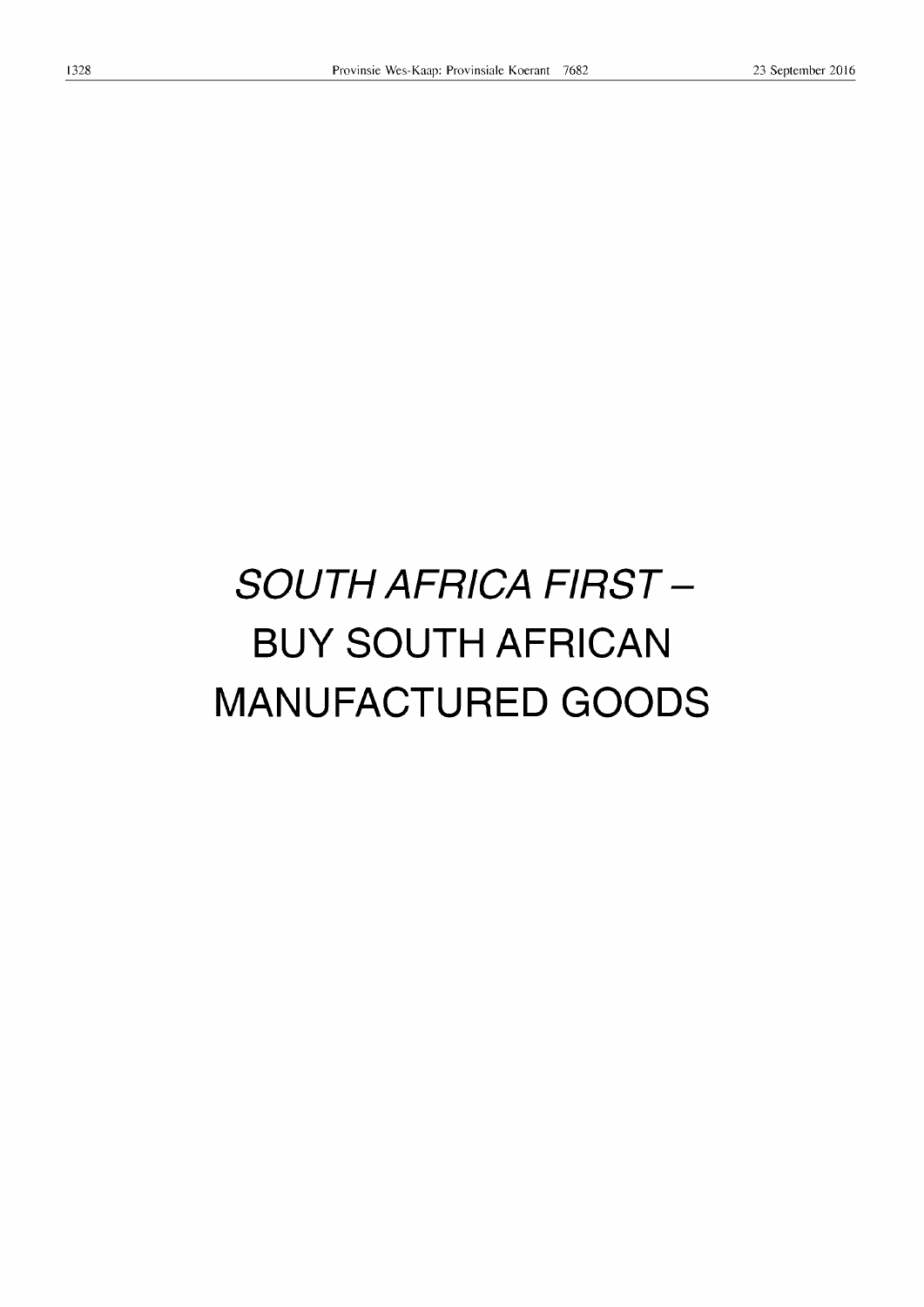*SOUTH AFRICA FIRST –*

BUY SOUTH AFRICAN

MANUFACTURED GOODS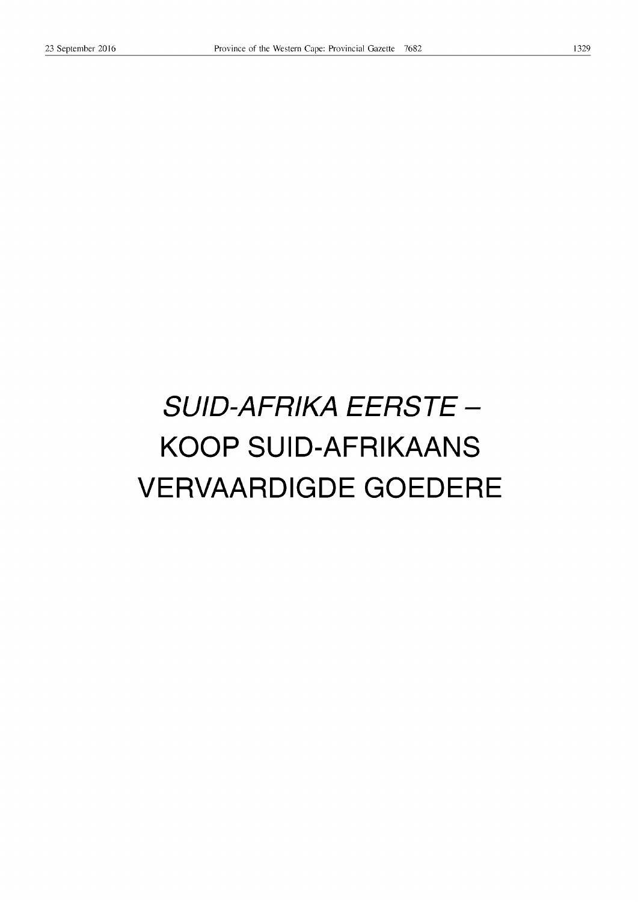*SUID-AFRIKA EERSTE –*

KOOP SUID-AFRIKAANS

VERVAARDIGDE GOEDERE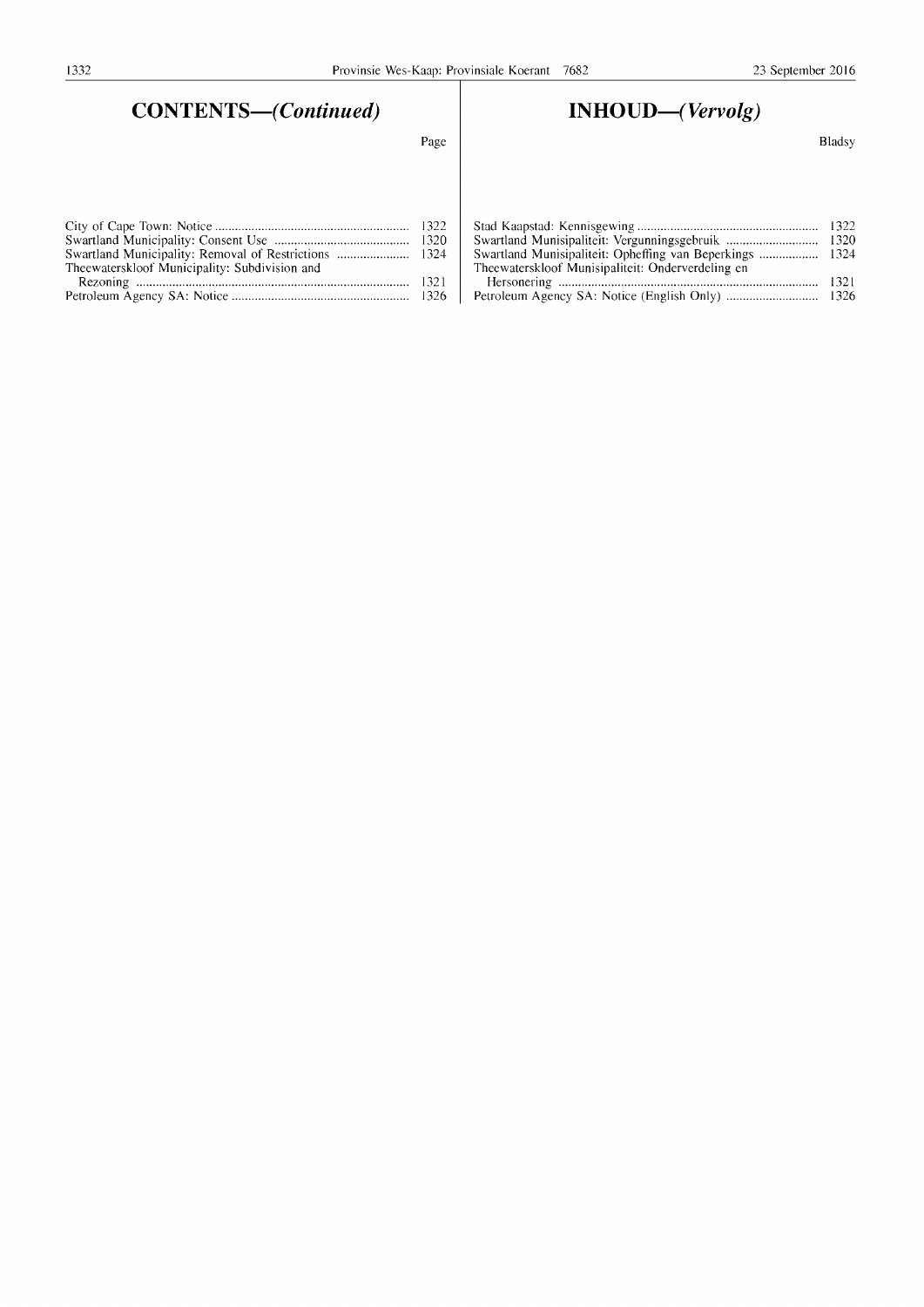## CONTENTS—*(Continued)*

| | Page |
|---|---|
| City of Cape Town: Notice | 1322 |
| Swartland Municipality: Consent Use | 1320 |
| Swartland Municipality: Removal of Restrictions | 1324 |
| Theewaterskloof Municipality: Subdivision and Rezoning | 1321 |
| Petroleum Agency SA: Notice | 1326 |

## INHOUD—*(Vervolg)*

| | Bladsy |
|---|---|
| Stad Kaapstad: Kennisgewing | 1322 |
| Swartland Munisipaliteit: Vergunningsgebruik | 1320 |
| Swartland Munisipaliteit: Opheffing van Beperkings | 1324 |
| Theewaterskloof Munisipaliteit: Onderverdeling en Hersonering | 1321 |
| Petroleum Agency SA: Notice (English Only) | 1326 |